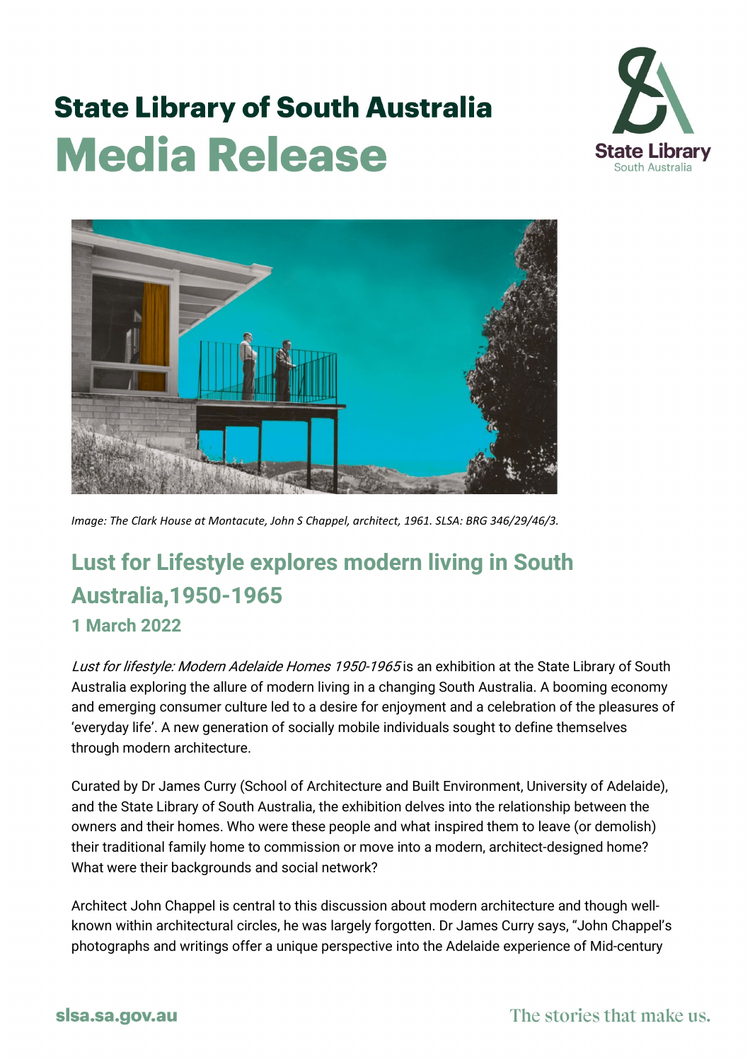# State Library of South Australia
# Media Release

*Image: The Clark House at Montacute, John S Chappel, architect, 1961. SLSA: BRG 346/29/46/3.*

## Lust for Lifestyle explores modern living in South Australia,1950-1965

### 1 March 2022

*Lust for lifestyle: Modern Adelaide Homes 1950-1965* is an exhibition at the State Library of South Australia exploring the allure of modern living in a changing South Australia. A booming economy and emerging consumer culture led to a desire for enjoyment and a celebration of the pleasures of 'everyday life'. A new generation of socially mobile individuals sought to define themselves through modern architecture.

Curated by Dr James Curry (School of Architecture and Built Environment, University of Adelaide), and the State Library of South Australia, the exhibition delves into the relationship between the owners and their homes. Who were these people and what inspired them to leave (or demolish) their traditional family home to commission or move into a modern, architect-designed home? What were their backgrounds and social network?

Architect John Chappel is central to this discussion about modern architecture and though well-known within architectural circles, he was largely forgotten. Dr James Curry says, "John Chappel's photographs and writings offer a unique perspective into the Adelaide experience of Mid-century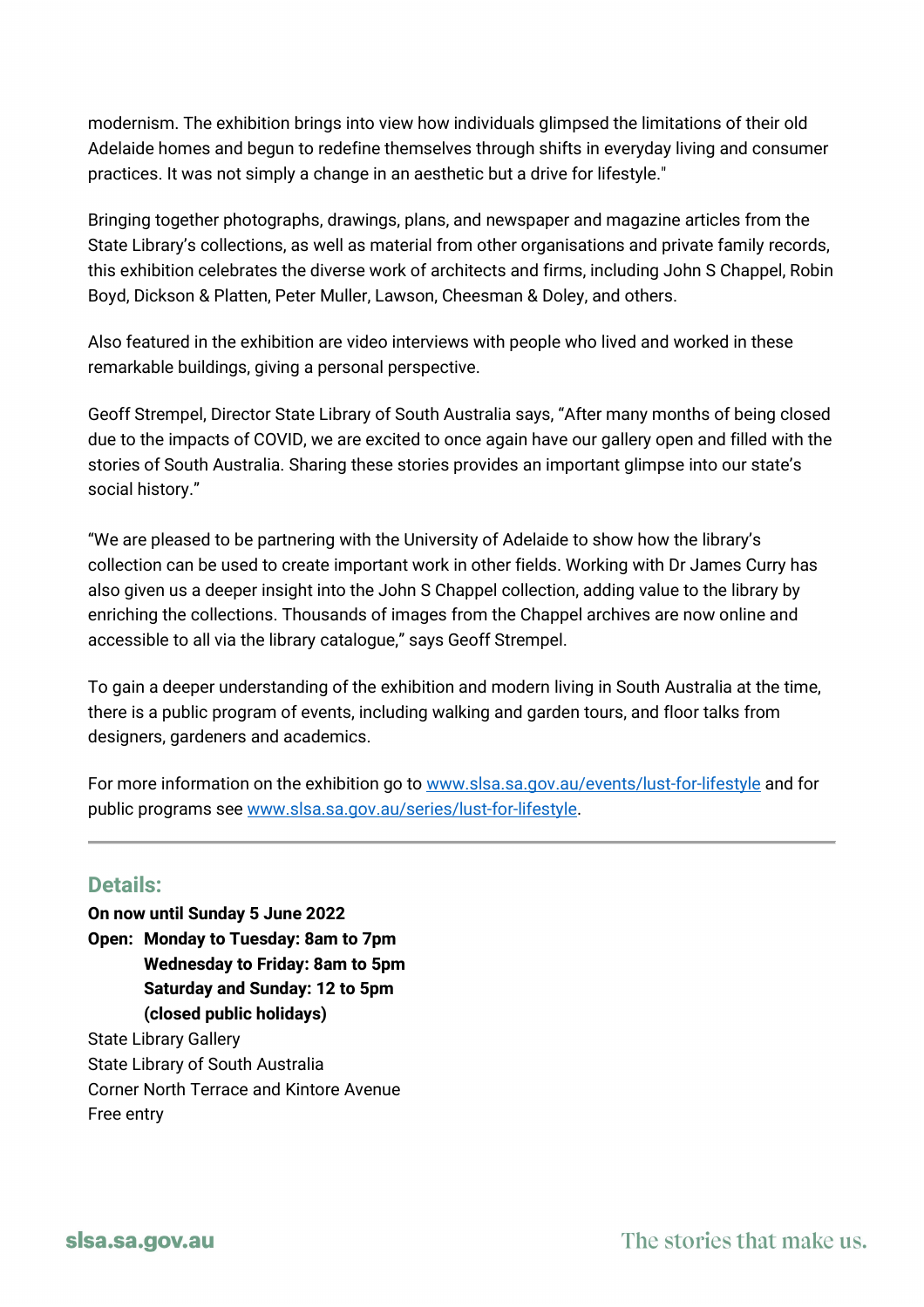modernism. The exhibition brings into view how individuals glimpsed the limitations of their old Adelaide homes and begun to redefine themselves through shifts in everyday living and consumer practices. It was not simply a change in an aesthetic but a drive for lifestyle."

Bringing together photographs, drawings, plans, and newspaper and magazine articles from the State Library's collections, as well as material from other organisations and private family records, this exhibition celebrates the diverse work of architects and firms, including John S Chappel, Robin Boyd, Dickson & Platten, Peter Muller, Lawson, Cheesman & Doley, and others.

Also featured in the exhibition are video interviews with people who lived and worked in these remarkable buildings, giving a personal perspective.

Geoff Strempel, Director State Library of South Australia says, "After many months of being closed due to the impacts of COVID, we are excited to once again have our gallery open and filled with the stories of South Australia. Sharing these stories provides an important glimpse into our state's social history."

"We are pleased to be partnering with the University of Adelaide to show how the library's collection can be used to create important work in other fields. Working with Dr James Curry has also given us a deeper insight into the John S Chappel collection, adding value to the library by enriching the collections. Thousands of images from the Chappel archives are now online and accessible to all via the library catalogue," says Geoff Strempel.

To gain a deeper understanding of the exhibition and modern living in South Australia at the time, there is a public program of events, including walking and garden tours, and floor talks from designers, gardeners and academics.

For more information on the exhibition go to [www.slsa.sa.gov.au/events/lust-for-lifestyle](www.slsa.sa.gov.au/events/lust-for-lifestyle) and for public programs see [www.slsa.sa.gov.au/series/lust-for-lifestyle](www.slsa.sa.gov.au/series/lust-for-lifestyle).

---

## Details:

**On now until Sunday 5 June 2022**
**Open: Monday to Tuesday: 8am to 7pm**
**Wednesday to Friday: 8am to 5pm**
**Saturday and Sunday: 12 to 5pm**
**(closed public holidays)**
State Library Gallery
State Library of South Australia
Corner North Terrace and Kintore Avenue
Free entry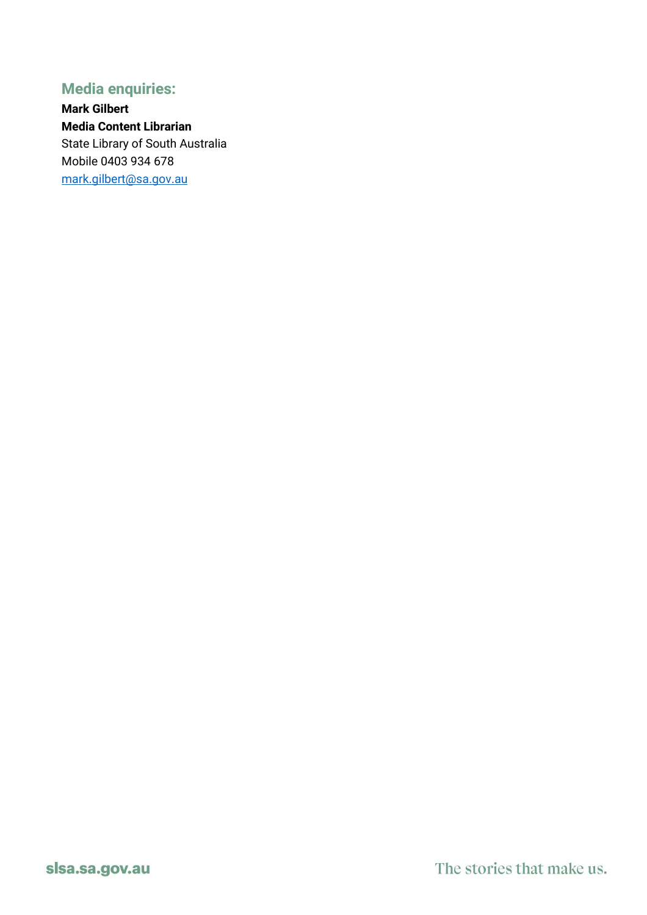## Media enquiries:

**Mark Gilbert**
**Media Content Librarian**
State Library of South Australia
Mobile 0403 934 678
mark.gilbert@sa.gov.au